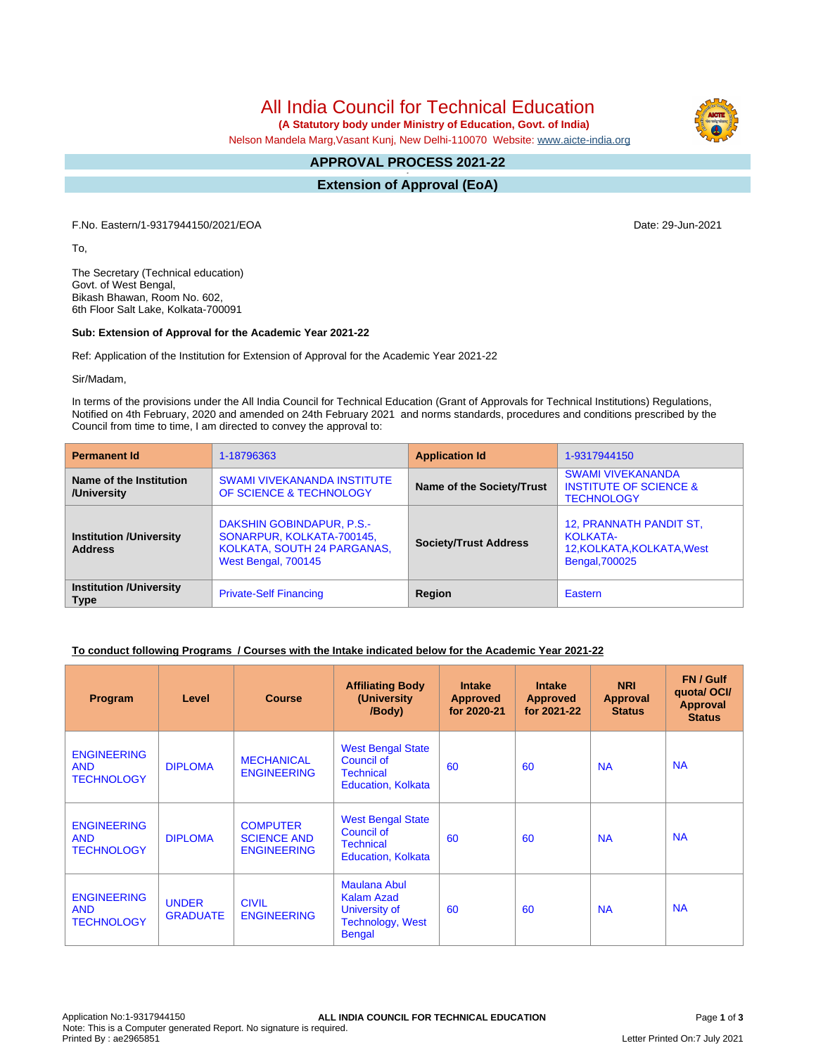# All India Council for Technical Education

**(A Statutory body under Ministry of Education, Govt. of India)**

Nelson Mandela Marg,Vasant Kunj, New Delhi-110070 Website: www.aicte-india.org

## APPROVAL PROCESS 2021-22

## Extension of Approval (EoA)

F.No. Eastern/1-9317944150/2021/EOA

Date: 29-Jun-2021

To,

The Secretary (Technical education)
Govt. of West Bengal,
Bikash Bhawan, Room No. 602,
6th Floor Salt Lake, Kolkata-700091

**Sub: Extension of Approval for the Academic Year 2021-22**

Ref: Application of the Institution for Extension of Approval for the Academic Year 2021-22

Sir/Madam,

In terms of the provisions under the All India Council for Technical Education (Grant of Approvals for Technical Institutions) Regulations, Notified on 4th February, 2020 and amended on 24th February 2021 and norms standards, procedures and conditions prescribed by the Council from time to time, I am directed to convey the approval to:

| **Permanent Id** | 1-18796363 | **Application Id** | 1-9317944150 |
|---|---|---|---|
| **Name of the Institution /University** | SWAMI VIVEKANANDA INSTITUTE OF SCIENCE & TECHNOLOGY | **Name of the Society/Trust** | SWAMI VIVEKANANDA INSTITUTE OF SCIENCE & TECHNOLOGY |
| **Institution /University Address** | DAKSHIN GOBINDAPUR, P.S.- SONARPUR, KOLKATA-700145, KOLKATA, SOUTH 24 PARGANAS, West Bengal, 700145 | **Society/Trust Address** | 12, PRANNATH PANDIT ST, KOLKATA-12,KOLKATA,KOLKATA,West Bengal,700025 |
| **Institution /University Type** | Private-Self Financing | **Region** | Eastern |

**<u>To conduct following Programs / Courses with the Intake indicated below for the Academic Year 2021-22</u>**

| Program | Level | Course | Affiliating Body (University /Body) | Intake Approved for 2020-21 | Intake Approved for 2021-22 | NRI Approval Status | FN / Gulf quota/ OCI/ Approval Status |
|---|---|---|---|---|---|---|---|
| ENGINEERING AND TECHNOLOGY | DIPLOMA | MECHANICAL ENGINEERING | West Bengal State Council of Technical Education, Kolkata | 60 | 60 | NA | NA |
| ENGINEERING AND TECHNOLOGY | DIPLOMA | COMPUTER SCIENCE AND ENGINEERING | West Bengal State Council of Technical Education, Kolkata | 60 | 60 | NA | NA |
| ENGINEERING AND TECHNOLOGY | UNDER GRADUATE | CIVIL ENGINEERING | Maulana Abul Kalam Azad University of Technology, West Bengal | 60 | 60 | NA | NA |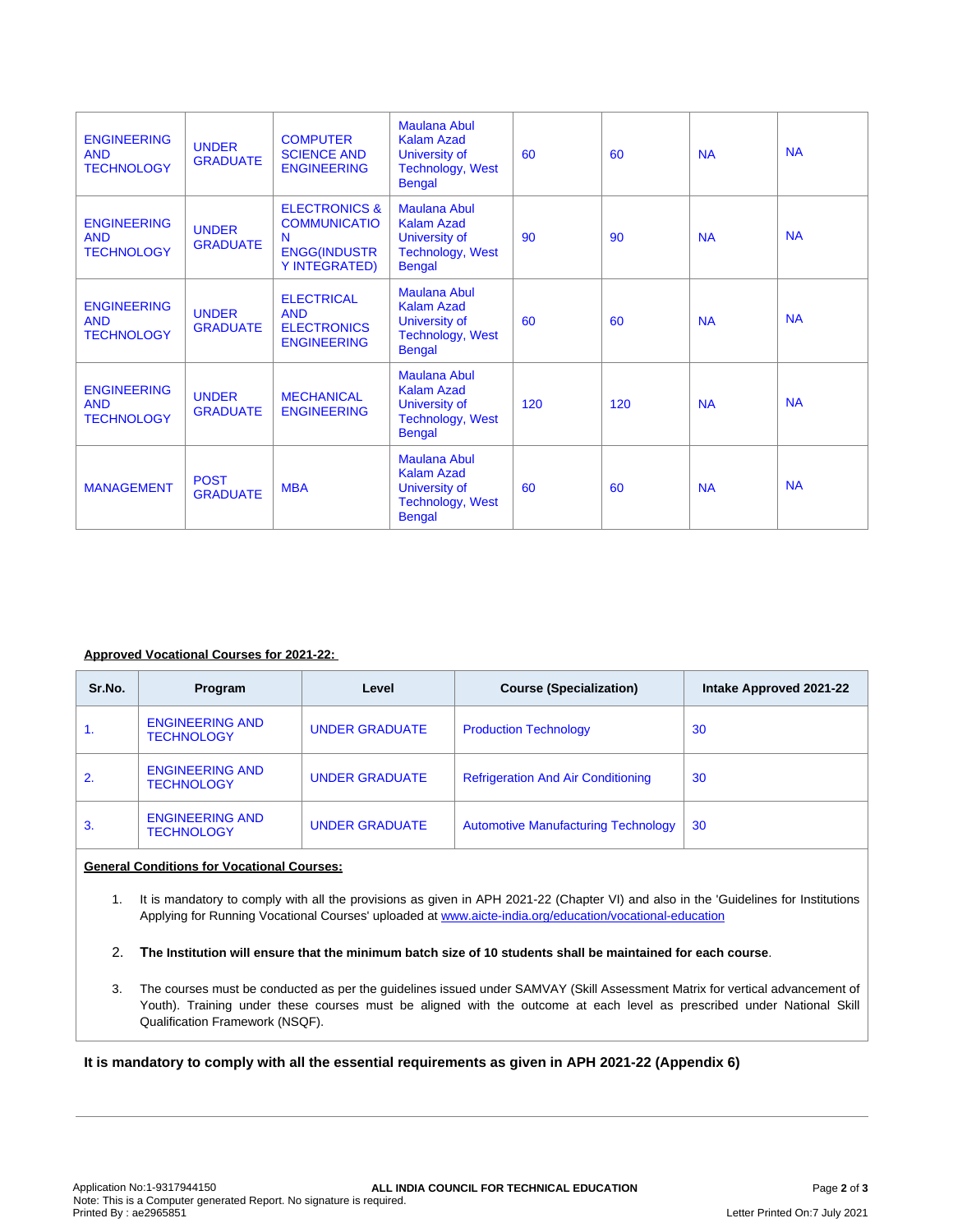| ENGINEERING AND TECHNOLOGY | UNDER GRADUATE | COMPUTER SCIENCE AND ENGINEERING | Maulana Abul Kalam Azad University of Technology, West Bengal | 60 | 60 | NA | NA |
|---|---|---|---|---|---|---|---|
| ENGINEERING AND TECHNOLOGY | UNDER GRADUATE | ELECTRONICS & COMMUNICATION ENGG(INDUSTRY INTEGRATED) | Maulana Abul Kalam Azad University of Technology, West Bengal | 90 | 90 | NA | NA |
| ENGINEERING AND TECHNOLOGY | UNDER GRADUATE | ELECTRICAL AND ELECTRONICS ENGINEERING | Maulana Abul Kalam Azad University of Technology, West Bengal | 60 | 60 | NA | NA |
| ENGINEERING AND TECHNOLOGY | UNDER GRADUATE | MECHANICAL ENGINEERING | Maulana Abul Kalam Azad University of Technology, West Bengal | 120 | 120 | NA | NA |
| MANAGEMENT | POST GRADUATE | MBA | Maulana Abul Kalam Azad University of Technology, West Bengal | 60 | 60 | NA | NA |

**Approved Vocational Courses for 2021-22:**

| Sr.No. | Program | Level | Course (Specialization) | Intake Approved 2021-22 |
|---|---|---|---|---|
| 1. | ENGINEERING AND TECHNOLOGY | UNDER GRADUATE | Production Technology | 30 |
| 2. | ENGINEERING AND TECHNOLOGY | UNDER GRADUATE | Refrigeration And Air Conditioning | 30 |
| 3. | ENGINEERING AND TECHNOLOGY | UNDER GRADUATE | Automotive Manufacturing Technology | 30 |

**General Conditions for Vocational Courses:**

1. It is mandatory to comply with all the provisions as given in APH 2021-22 (Chapter VI) and also in the 'Guidelines for Institutions Applying for Running Vocational Courses' uploaded at www.aicte-india.org/education/vocational-education
2. **The Institution will ensure that the minimum batch size of 10 students shall be maintained for each course**.
3. The courses must be conducted as per the guidelines issued under SAMVAY (Skill Assessment Matrix for vertical advancement of Youth). Training under these courses must be aligned with the outcome at each level as prescribed under National Skill Qualification Framework (NSQF).

**It is mandatory to comply with all the essential requirements as given in APH 2021-22 (Appendix 6)**

Application No:1-9317944150
Note: This is a Computer generated Report. No signature is required.
Printed By : ae2965851

ALL INDIA COUNCIL FOR TECHNICAL EDUCATION

Letter Printed On:7 July 2021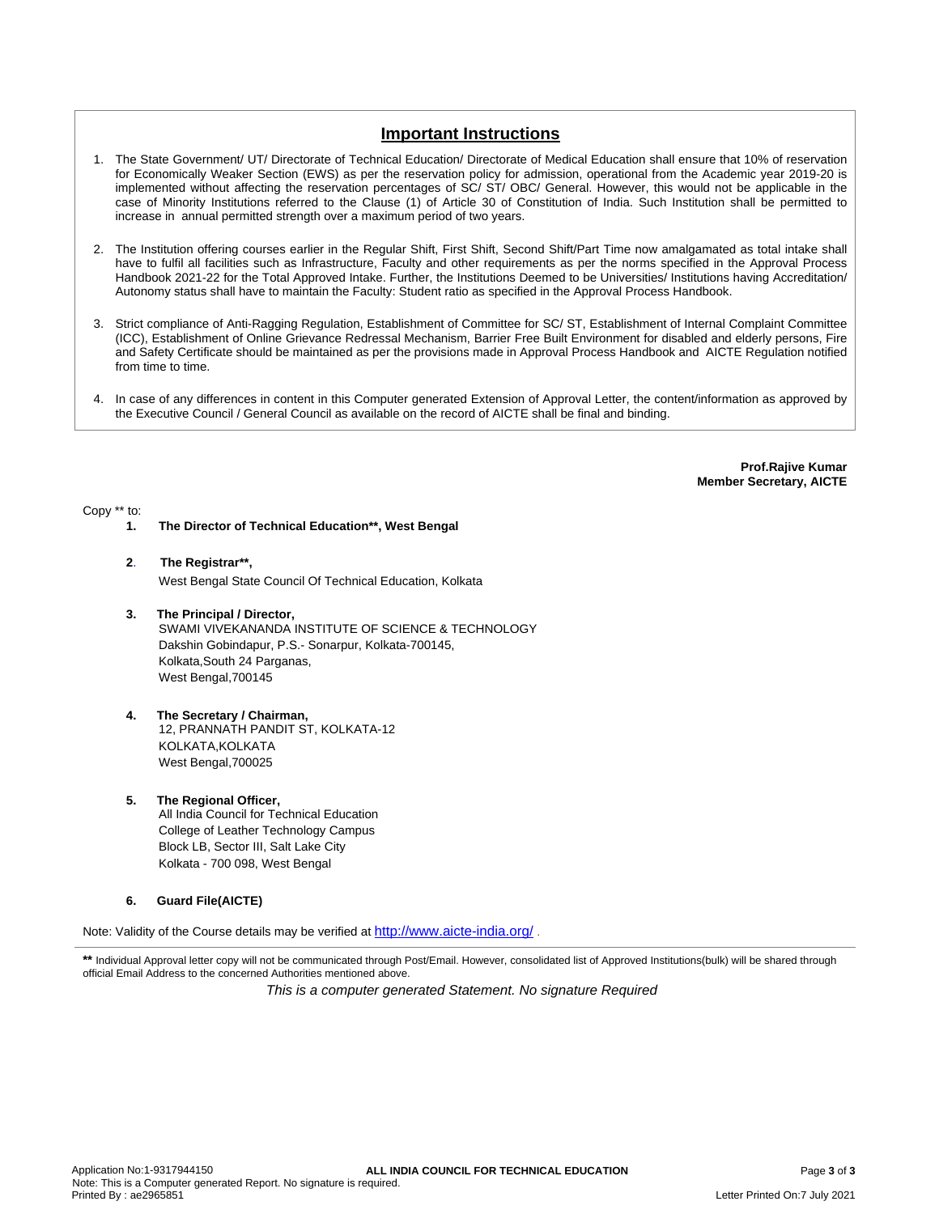## Important Instructions

1. The State Government/ UT/ Directorate of Technical Education/ Directorate of Medical Education shall ensure that 10% of reservation for Economically Weaker Section (EWS) as per the reservation policy for admission, operational from the Academic year 2019-20 is implemented without affecting the reservation percentages of SC/ ST/ OBC/ General. However, this would not be applicable in the case of Minority Institutions referred to the Clause (1) of Article 30 of Constitution of India. Such Institution shall be permitted to increase in annual permitted strength over a maximum period of two years.

2. The Institution offering courses earlier in the Regular Shift, First Shift, Second Shift/Part Time now amalgamated as total intake shall have to fulfil all facilities such as Infrastructure, Faculty and other requirements as per the norms specified in the Approval Process Handbook 2021-22 for the Total Approved Intake. Further, the Institutions Deemed to be Universities/ Institutions having Accreditation/ Autonomy status shall have to maintain the Faculty: Student ratio as specified in the Approval Process Handbook.

3. Strict compliance of Anti-Ragging Regulation, Establishment of Committee for SC/ ST, Establishment of Internal Complaint Committee (ICC), Establishment of Online Grievance Redressal Mechanism, Barrier Free Built Environment for disabled and elderly persons, Fire and Safety Certificate should be maintained as per the provisions made in Approval Process Handbook and AICTE Regulation notified from time to time.

4. In case of any differences in content in this Computer generated Extension of Approval Letter, the content/information as approved by the Executive Council / General Council as available on the record of AICTE shall be final and binding.

**Prof.Rajive Kumar**
**Member Secretary, AICTE**

Copy ** to:

1. **The Director of Technical Education**, West Bengal**

2. **The Registrar**,**
   West Bengal State Council Of Technical Education, Kolkata

3. **The Principal / Director,**
   SWAMI VIVEKANANDA INSTITUTE OF SCIENCE & TECHNOLOGY
   Dakshin Gobindapur, P.S.- Sonarpur, Kolkata-700145,
   Kolkata,South 24 Parganas,
   West Bengal,700145

4. **The Secretary / Chairman,**
   12, PRANNATH PANDIT ST, KOLKATA-12
   KOLKATA,KOLKATA
   West Bengal,700025

5. **The Regional Officer,**
   All India Council for Technical Education
   College of Leather Technology Campus
   Block LB, Sector III, Salt Lake City
   Kolkata - 700 098, West Bengal

6. **Guard File(AICTE)**

Note: Validity of the Course details may be verified at http://www.aicte-india.org/ .

**** Individual Approval letter copy will not be communicated through Post/Email. However, consolidated list of Approved Institutions(bulk) will be shared through official Email Address to the concerned Authorities mentioned above.

*This is a computer generated Statement. No signature Required*

Application No:1-9317944150
Note: This is a Computer generated Report. No signature is required.
Printed By : ae2965851
Letter Printed On:7 July 2021